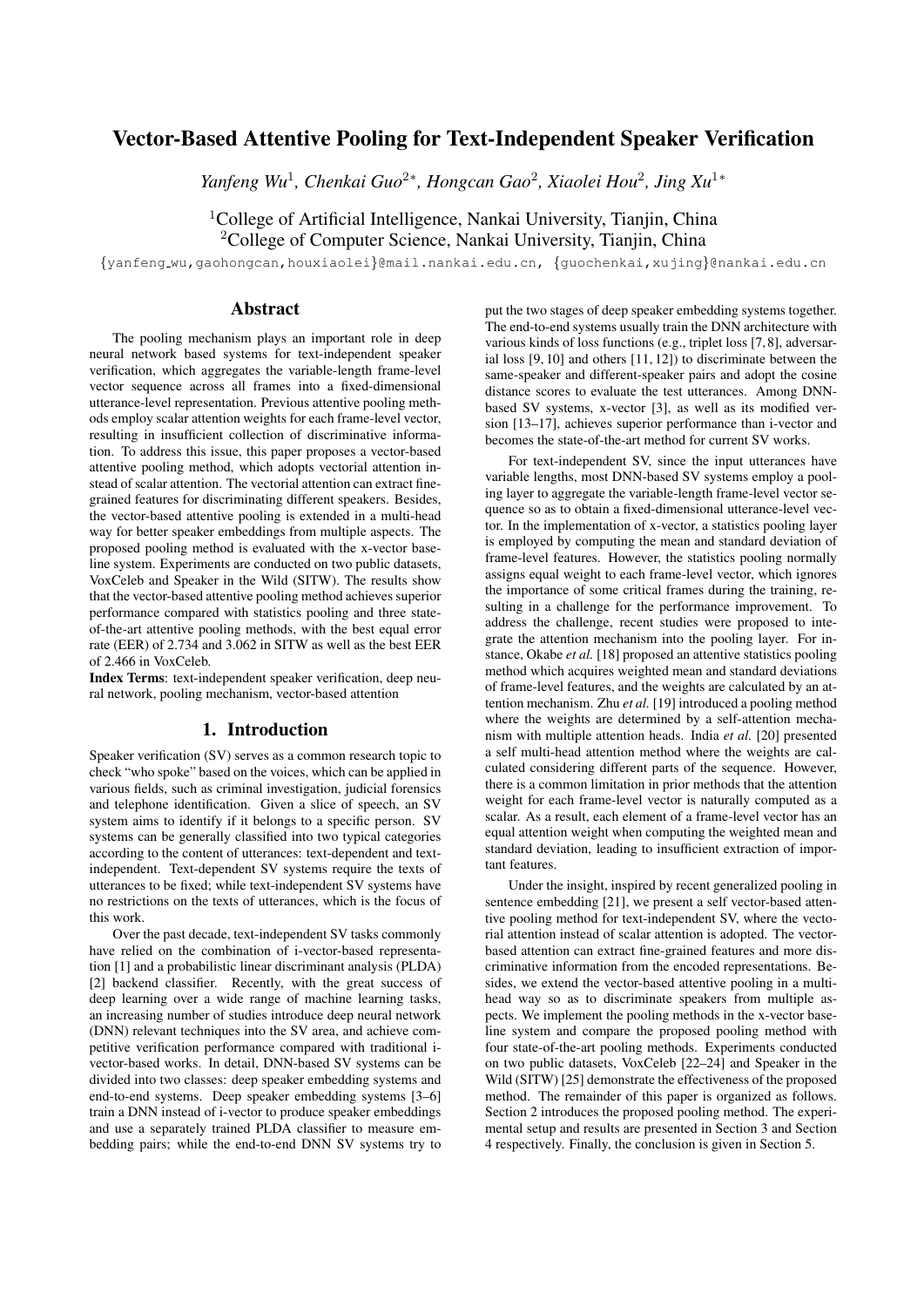# Vector-Based Attentive Pooling for Text-Independent Speaker Verification

*Yanfeng Wu*[1], *Chenkai Guo*[2*], *Hongcan Gao*[2], *Xiaolei Hou*[2], *Jing Xu*[1*]

[1]College of Artificial Intelligence, Nankai University, Tianjin, China
[2]College of Computer Science, Nankai University, Tianjin, China

{yanfeng_wu,gaohongcan,houxiaolei}@mail.nankai.edu.cn, {guochenkai,xujing}@nankai.edu.cn

## Abstract

The pooling mechanism plays an important role in deep neural network based systems for text-independent speaker verification, which aggregates the variable-length frame-level vector sequence across all frames into a fixed-dimensional utterance-level representation. Previous attentive pooling methods employ scalar attention weights for each frame-level vector, resulting in insufficient collection of discriminative information. To address this issue, this paper proposes a vector-based attentive pooling method, which adopts vectorial attention instead of scalar attention. The vectorial attention can extract fine-grained features for discriminating different speakers. Besides, the vector-based attentive pooling is extended in a multi-head way for better speaker embeddings from multiple aspects. The proposed pooling method is evaluated with the x-vector baseline system. Experiments are conducted on two public datasets, VoxCeleb and Speaker in the Wild (SITW). The results show that the vector-based attentive pooling method achieves superior performance compared with statistics pooling and three state-of-the-art attentive pooling methods, with the best equal error rate (EER) of 2.734 and 3.062 in SITW as well as the best EER of 2.466 in VoxCeleb.

**Index Terms**: text-independent speaker verification, deep neural network, pooling mechanism, vector-based attention

## 1. Introduction

Speaker verification (SV) serves as a common research topic to check "who spoke" based on the voices, which can be applied in various fields, such as criminal investigation, judicial forensics and telephone identification. Given a slice of speech, an SV system aims to identify if it belongs to a specific person. SV systems can be generally classified into two typical categories according to the content of utterances: text-dependent and text-independent. Text-dependent SV systems require the texts of utterances to be fixed; while text-independent SV systems have no restrictions on the texts of utterances, which is the focus of this work.

Over the past decade, text-independent SV tasks commonly have relied on the combination of i-vector-based representation [1] and a probabilistic linear discriminant analysis (PLDA) [2] backend classifier. Recently, with the great success of deep learning over a wide range of machine learning tasks, an increasing number of studies introduce deep neural network (DNN) relevant techniques into the SV area, and achieve competitive verification performance compared with traditional i-vector-based works. In detail, DNN-based SV systems can be divided into two classes: deep speaker embedding systems and end-to-end systems. Deep speaker embedding systems [3–6] train a DNN instead of i-vector to produce speaker embeddings and use a separately trained PLDA classifier to measure embedding pairs; while the end-to-end DNN SV systems try to put the two stages of deep speaker embedding systems together. The end-to-end systems usually train the DNN architecture with various kinds of loss functions (e.g., triplet loss [7, 8], adversarial loss [9, 10] and others [11, 12]) to discriminate between the same-speaker and different-speaker pairs and adopt the cosine distance scores to evaluate the test utterances. Among DNN-based SV systems, x-vector [3], as well as its modified version [13–17], achieves superior performance than i-vector and becomes the state-of-the-art method for current SV works.

For text-independent SV, since the input utterances have variable lengths, most DNN-based SV systems employ a pooling layer to aggregate the variable-length frame-level vector sequence so as to obtain a fixed-dimensional utterance-level vector. In the implementation of x-vector, a statistics pooling layer is employed by computing the mean and standard deviation of frame-level features. However, the statistics pooling normally assigns equal weight to each frame-level vector, which ignores the importance of some critical frames during the training, resulting in a challenge for the performance improvement. To address the challenge, recent studies were proposed to integrate the attention mechanism into the pooling layer. For instance, Okabe *et al.* [18] proposed an attentive statistics pooling method which acquires weighted mean and standard deviations of frame-level features, and the weights are calculated by an attention mechanism. Zhu *et al.* [19] introduced a pooling method where the weights are determined by a self-attention mechanism with multiple attention heads. India *et al.* [20] presented a self multi-head attention method where the weights are calculated considering different parts of the sequence. However, there is a common limitation in prior methods that the attention weight for each frame-level vector is naturally computed as a scalar. As a result, each element of a frame-level vector has an equal attention weight when computing the weighted mean and standard deviation, leading to insufficient extraction of important features.

Under the insight, inspired by recent generalized pooling in sentence embedding [21], we present a self vector-based attentive pooling method for text-independent SV, where the vectorial attention instead of scalar attention is adopted. The vector-based attention can extract fine-grained features and more discriminative information from the encoded representations. Besides, we extend the vector-based attentive pooling in a multi-head way so as to discriminate speakers from multiple aspects. We implement the pooling methods in the x-vector baseline system and compare the proposed pooling method with four state-of-the-art pooling methods. Experiments conducted on two public datasets, VoxCeleb [22–24] and Speaker in the Wild (SITW) [25] demonstrate the effectiveness of the proposed method. The remainder of this paper is organized as follows. Section 2 introduces the proposed pooling method. The experimental setup and results are presented in Section 3 and Section 4 respectively. Finally, the conclusion is given in Section 5.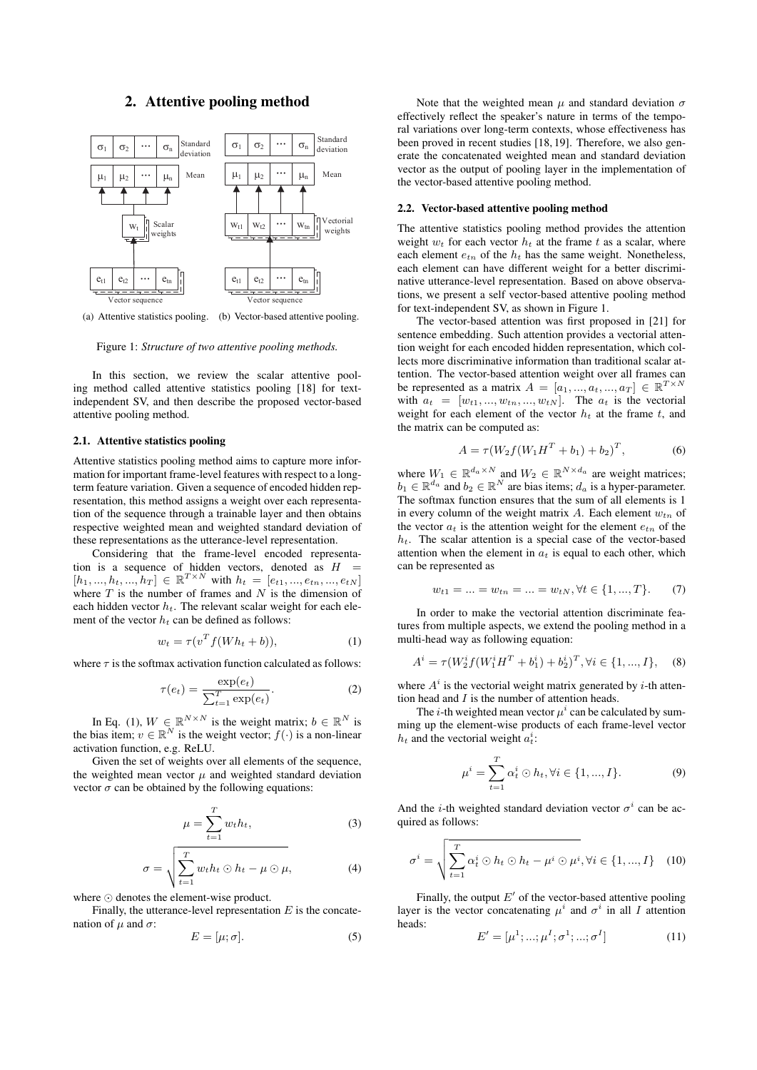## 2. Attentive pooling method

(a) Attentive statistics pooling. (b) Vector-based attentive pooling.

Figure 1: *Structure of two attentive pooling methods.*

In this section, we review the scalar attentive pooling method called attentive statistics pooling [18] for text-independent SV, and then describe the proposed vector-based attentive pooling method.

### 2.1. Attentive statistics pooling

Attentive statistics pooling method aims to capture more information for important frame-level features with respect to a long-term feature variation. Given a sequence of encoded hidden representation, this method assigns a weight over each representation of the sequence through a trainable layer and then obtains respective weighted mean and weighted standard deviation of these representations as the utterance-level representation.

Considering that the frame-level encoded representation is a sequence of hidden vectors, denoted as $H = [h_1, ..., h_t, ..., h_T] \in \mathbb{R}^{T \times N}$ with $h_t = [e_{t1}, ..., e_{tn}, ..., e_{tN}]$ where $T$ is the number of frames and $N$ is the dimension of each hidden vector $h_t$. The relevant scalar weight for each element of the vector $h_t$ can be defined as follows:

$$w_t = \tau(v^T f(W h_t + b)), \tag{1}$$

where $\tau$ is the softmax activation function calculated as follows:

$$\tau(e_t) = \frac{\exp(e_t)}{\sum_{t=1}^{T} \exp(e_t)}. \tag{2}$$

In Eq. (1), $W \in \mathbb{R}^{N \times N}$ is the weight matrix; $b \in \mathbb{R}^N$ is the bias item; $v \in \mathbb{R}^N$ is the weight vector; $f(\cdot)$ is a non-linear activation function, e.g. ReLU.

Given the set of weights over all elements of the sequence, the weighted mean vector $\mu$ and weighted standard deviation vector $\sigma$ can be obtained by the following equations:

$$\mu = \sum_{t=1}^{T} w_t h_t, \tag{3}$$

$$\sigma = \sqrt{\sum_{t=1}^{T} w_t h_t \odot h_t - \mu \odot \mu}, \tag{4}$$

where $\odot$ denotes the element-wise product.

Finally, the utterance-level representation $E$ is the concatenation of $\mu$ and $\sigma$:

$$E = [\mu; \sigma]. \tag{5}$$

Note that the weighted mean $\mu$ and standard deviation $\sigma$ effectively reflect the speaker's nature in terms of the temporal variations over long-term contexts, whose effectiveness has been proved in recent studies [18, 19]. Therefore, we also generate the concatenated weighted mean and standard deviation vector as the output of pooling layer in the implementation of the vector-based attentive pooling method.

### 2.2. Vector-based attentive pooling method

The attentive statistics pooling method provides the attention weight $w_t$ for each vector $h_t$ at the frame $t$ as a scalar, where each element $e_{tn}$ of the $h_t$ has the same weight. Nonetheless, each element can have different weight for a better discriminative utterance-level representation. Based on above observations, we present a self vector-based attentive pooling method for text-independent SV, as shown in Figure 1.

The vector-based attention was first proposed in [21] for sentence embedding. Such attention provides a vectorial attention weight for each encoded hidden representation, which collects more discriminative information than traditional scalar attention. The vector-based attention weight over all frames can be represented as a matrix $A = [a_1, ..., a_t, ..., a_T] \in \mathbb{R}^{T \times N}$ with $a_t = [w_{t1}, ..., w_{tn}, ..., w_{tN}]$. The $a_t$ is the vectorial weight for each element of the vector $h_t$ at the frame $t$, and the matrix can be computed as:

$$A = \tau(W_2 f(W_1 H^T + b_1) + b_2)^T, \tag{6}$$

where $W_1 \in \mathbb{R}^{d_a \times N}$ and $W_2 \in \mathbb{R}^{N \times d_a}$ are weight matrices; $b_1 \in \mathbb{R}^{d_a}$ and $b_2 \in \mathbb{R}^N$ are bias items; $d_a$ is a hyper-parameter. The softmax function ensures that the sum of all elements is 1 in every column of the weight matrix $A$. Each element $w_{tn}$ of the vector $a_t$ is the attention weight for the element $e_{tn}$ of the $h_t$. The scalar attention is a special case of the vector-based attention when the element in $a_t$ is equal to each other, which can be represented as

$$w_{t1} = ... = w_{tn} = ... = w_{tN}, \forall t \in \{1, ..., T\}. \tag{7}$$

In order to make the vectorial attention discriminate features from multiple aspects, we extend the pooling method in a multi-head way as following equation:

$$A^i = \tau(W_2^i f(W_1^i H^T + b_1^i) + b_2^i)^T, \forall i \in \{1, ..., I\}, \tag{8}$$

where $A^i$ is the vectorial weight matrix generated by $i$-th attention head and $I$ is the number of attention heads.

The $i$-th weighted mean vector $\mu^i$ can be calculated by summing up the element-wise products of each frame-level vector $h_t$ and the vectorial weight $a_t^i$:

$$\mu^i = \sum_{t=1}^{T} \alpha_t^i \odot h_t, \forall i \in \{1, ..., I\}. \tag{9}$$

And the $i$-th weighted standard deviation vector $\sigma^i$ can be acquired as follows:

$$\sigma^i = \sqrt{\sum_{t=1}^{T} \alpha_t^i \odot h_t \odot h_t - \mu^i \odot \mu^i}, \forall i \in \{1, ..., I\} \tag{10}$$

Finally, the output $E'$ of the vector-based attentive pooling layer is the vector concatenating $\mu^i$ and $\sigma^i$ in all $I$ attention heads:

$$E' = [\mu^1; ...; \mu^I; \sigma^1; ...; \sigma^I] \tag{11}$$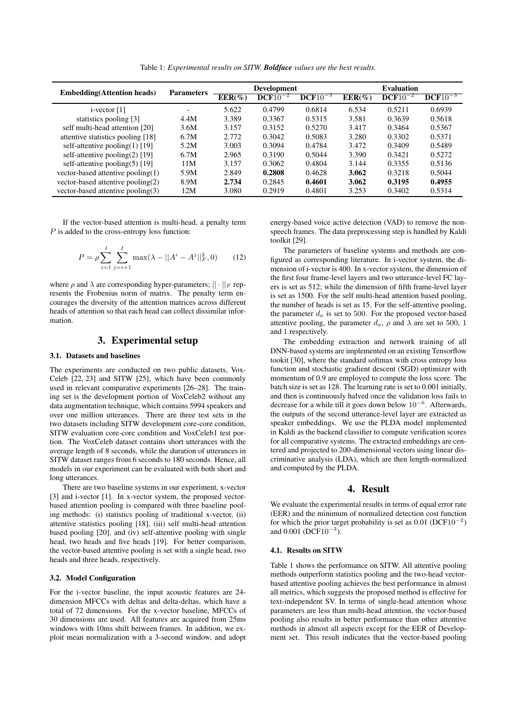Table 1: *Experimental results on SITW.* ***Boldface*** *values are the best results.*

| Embedding(Attention heads) | Parameters | Development | | | Evaluation | | |
|---|---|---|---|---|---|---|---|
| | | EER(%) | DCF$10^{-2}$ | DCF$10^{-3}$ | EER(%) | DCF$10^{-2}$ | DCF$10^{-3}$ |
| i-vector [1] | - | 5.622 | 0.4799 | 0.6814 | 6.534 | 0.5211 | 0.6939 |
| statistics pooling [3] | 4.4M | 3.389 | 0.3367 | 0.5315 | 3.581 | 0.3639 | 0.5618 |
| self multi-head attention [20] | 3.6M | 3.157 | 0.3152 | 0.5270 | 3.417 | 0.3464 | 0.5367 |
| attentive statistics pooling [18] | 6.7M | 2.772 | 0.3042 | 0.5083 | 3.280 | 0.3302 | 0.5371 |
| self-attentive pooling(1) [19] | 5.2M | 3.003 | 0.3094 | 0.4784 | 3.472 | 0.3409 | 0.5489 |
| self-attentive pooling(2) [19] | 6.7M | 2.965 | 0.3190 | 0.5044 | 3.390 | 0.3421 | 0.5272 |
| self-attentive pooling(5) [19] | 11M | 3.157 | 0.3062 | 0.4804 | 3.144 | 0.3355 | 0.5136 |
| vector-based attentive pooling(1) | 5.9M | 2.849 | **0.2808** | 0.4628 | **3.062** | 0.3218 | 0.5044 |
| vector-based attentive pooling(2) | 8.9M | **2.734** | 0.2845 | **0.4601** | **3.062** | **0.3195** | **0.4955** |
| vector-based attentive pooling(3) | 12M | 3.080 | 0.2919 | 0.4801 | 3.253 | 0.3402 | 0.5314 |

If the vector-based attention is multi-head, a penalty term $P$ is added to the cross-entropy loss function:

$$P = \rho \sum_{i=1}^{I} \sum_{j=i+1}^{I} \max(\lambda - ||A^i - A^j||_F^2, 0) \tag{12}$$

where $\rho$ and $\lambda$ are corresponding hyper-parameters; $||\cdot||_F$ represents the Frobenius norm of matrix. The penalty term encourages the diversity of the attention matrices across different heads of attention so that each head can collect dissimilar information.

## 3. Experimental setup

### 3.1. Datasets and baselines

The experiments are conducted on two public datasets, VoxCeleb [22, 23] and SITW [25], which have been commonly used in relevant comparative experiments [26–28]. The training set is the development portion of VoxCeleb2 without any data augmentation technique, which contains 5994 speakers and over one million utterances. There are three test sets in the two datasets including SITW development core-core condition, SITW evaluation core-core condition and VoxCeleb1 test portion. The VoxCeleb dataset contains short utterances with the average length of 8 seconds, while the duration of utterances in SITW dataset ranges from 6 seconds to 180 seconds. Hence, all models in our experiment can be evaluated with both short and long utterances.

There are two baseline systems in our experiment, x-vector [3] and i-vector [1]. In x-vector system, the proposed vector-based attention pooling is compared with three baseline pooling methods: (i) statistics pooling of traditional x-vector, (ii) attentive statistics pooling [18], (iii) self multi-head attention based pooling [20], and (iv) self-attentive pooling with single head, two heads and five heads [19]. For better comparison, the vector-based attentive pooling is set with a single head, two heads and three heads, respectively.

### 3.2. Model Configuration

For the i-vector baseline, the input acoustic features are 24-dimension MFCCs with deltas and delta-deltas, which have a total of 72 dimensions. For the x-vector baseline, MFCCs of 30 dimensions are used. All features are acquired from 25ms windows with 10ms shift between frames. In addition, we exploit mean normalization with a 3-second window, and adopt energy-based voice active detection (VAD) to remove the non-speech frames. The data preprocessing step is handled by Kaldi toolkit [29].

The parameters of baseline systems and methods are configured as corresponding literature. In i-vector system, the dimension of i-vector is 400. In x-vector system, the dimension of the first four frame-level layers and two utterance-level FC layers is set as 512; while the dimension of fifth frame-level layer is set as 1500. For the self multi-head attention based pooling, the number of heads is set as 15. For the self-attentive pooling, the parameter $d_a$ is set to 500. For the proposed vector-based attentive pooling, the parameter $d_a$, $\rho$ and $\lambda$ are set to 500, 1 and 1 respectively.

The embedding extraction and network training of all DNN-based systems are implemented on an existing Tensorflow tookit [30], where the standard softmax with cross entropy loss function and stochastic gradient descent (SGD) optimizer with momentum of 0.9 are employed to compute the loss score. The batch size is set as 128. The learning rate is set to 0.001 initially, and then is continuously halved once the validation loss fails to decrease for a while till it goes down below $10^{-6}$. Afterwards, the outputs of the second utterance-level layer are extracted as speaker embeddings. We use the PLDA model implemented in Kaldi as the backend classifier to compute verification scores for all comparative systems. The extracted embeddings are centered and projected to 200-dimensional vectors using linear discriminative analysis (LDA), which are then length-normalized and computed by the PLDA.

## 4. Result

We evaluate the experimental results in terms of equal error rate (EER) and the minimum of normalized detection cost function for which the prior target probability is set as 0.01 (DCF$10^{-2}$) and 0.001 (DCF$10^{-3}$).

### 4.1. Results on SITW

Table 1 shows the performance on SITW. All attentive pooling methods outperform statistics pooling and the two-head vector-based attentive pooling achieves the best performance in almost all metrics, which suggests the proposed method is effective for text-independent SV. In terms of single-head attention whose parameters are less than multi-head attention, the vector-based pooling also results in better performance than other attentive methods in almost all aspects except for the EER of Development set. This result indicates that the vector-based pooling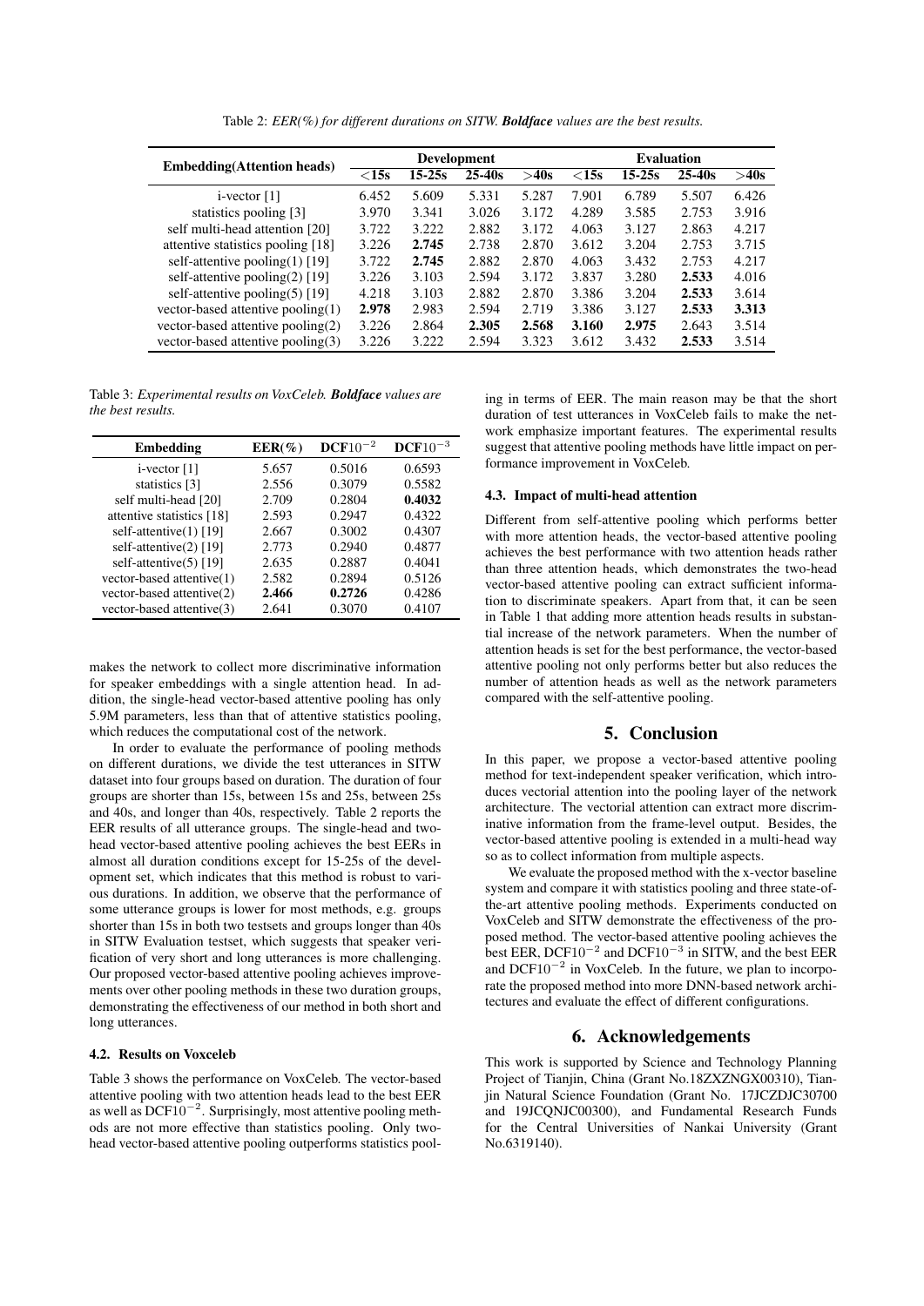Table 2: *EER(%) for different durations on SITW. **Boldface** values are the best results.*

| Embedding(Attention heads) | Development | | | | Evaluation | | | |
|---|---|---|---|---|---|---|---|---|
| | <15s | 15-25s | 25-40s | >40s | <15s | 15-25s | 25-40s | >40s |
| i-vector [1] | 6.452 | 5.609 | 5.331 | 5.287 | 7.901 | 6.789 | 5.507 | 6.426 |
| statistics pooling [3] | 3.970 | 3.341 | 3.026 | 3.172 | 4.289 | 3.585 | 2.753 | 3.916 |
| self multi-head attention [20] | 3.722 | 3.222 | 2.882 | 3.172 | 4.063 | 3.127 | 2.863 | 4.217 |
| attentive statistics pooling [18] | 3.226 | **2.745** | 2.738 | 2.870 | 3.612 | 3.204 | 2.753 | 3.715 |
| self-attentive pooling(1) [19] | 3.722 | **2.745** | 2.882 | 2.870 | 4.063 | 3.432 | 2.753 | 4.217 |
| self-attentive pooling(2) [19] | 3.226 | 3.103 | 2.594 | 3.172 | 3.837 | 3.280 | **2.533** | 4.016 |
| self-attentive pooling(5) [19] | 4.218 | 3.103 | 2.882 | 2.870 | 3.386 | 3.204 | **2.533** | 3.614 |
| vector-based attentive pooling(1) | **2.978** | 2.983 | 2.594 | 2.719 | 3.386 | 3.127 | **2.533** | **3.313** |
| vector-based attentive pooling(2) | 3.226 | 2.864 | **2.305** | **2.568** | **3.160** | **2.975** | 2.643 | 3.514 |
| vector-based attentive pooling(3) | 3.226 | 3.222 | 2.594 | 3.323 | 3.612 | 3.432 | **2.533** | 3.514 |

Table 3: *Experimental results on VoxCeleb. **Boldface** values are the best results.*

| Embedding | EER(%) | DCF$10^{-2}$ | DCF$10^{-3}$ |
|---|---|---|---|
| i-vector [1] | 5.657 | 0.5016 | 0.6593 |
| statistics [3] | 2.556 | 0.3079 | 0.5582 |
| self multi-head [20] | 2.709 | 0.2804 | **0.4032** |
| attentive statistics [18] | 2.593 | 0.2947 | 0.4322 |
| self-attentive(1) [19] | 2.667 | 0.3002 | 0.4307 |
| self-attentive(2) [19] | 2.773 | 0.2940 | 0.4877 |
| self-attentive(5) [19] | 2.635 | 0.2887 | 0.4041 |
| vector-based attentive(1) | 2.582 | 0.2894 | 0.5126 |
| vector-based attentive(2) | **2.466** | **0.2726** | 0.4286 |
| vector-based attentive(3) | 2.641 | 0.3070 | 0.4107 |

makes the network to collect more discriminative information for speaker embeddings with a single attention head. In addition, the single-head vector-based attentive pooling has only 5.9M parameters, less than that of attentive statistics pooling, which reduces the computational cost of the network.

In order to evaluate the performance of pooling methods on different durations, we divide the test utterances in SITW dataset into four groups based on duration. The duration of four groups are shorter than 15s, between 15s and 25s, between 25s and 40s, and longer than 40s, respectively. Table 2 reports the EER results of all utterance groups. The single-head and two-head vector-based attentive pooling achieves the best EERs in almost all duration conditions except for 15-25s of the development set, which indicates that this method is robust to various durations. In addition, we observe that the performance of some utterance groups is lower for most methods, e.g. groups shorter than 15s in both two testsets and groups longer than 40s in SITW Evaluation testset, which suggests that speaker verification of very short and long utterances is more challenging. Our proposed vector-based attentive pooling achieves improvements over other pooling methods in these two duration groups, demonstrating the effectiveness of our method in both short and long utterances.

### 4.2. Results on Voxceleb

Table 3 shows the performance on VoxCeleb. The vector-based attentive pooling with two attention heads lead to the best EER as well as DCF$10^{-2}$. Surprisingly, most attentive pooling methods are not more effective than statistics pooling. Only two-head vector-based attentive pooling outperforms statistics pooling in terms of EER. The main reason may be that the short duration of test utterances in VoxCeleb fails to make the network emphasize important features. The experimental results suggest that attentive pooling methods have little impact on performance improvement in VoxCeleb.

### 4.3. Impact of multi-head attention

Different from self-attentive pooling which performs better with more attention heads, the vector-based attentive pooling achieves the best performance with two attention heads rather than three attention heads, which demonstrates the two-head vector-based attentive pooling can extract sufficient information to discriminate speakers. Apart from that, it can be seen in Table 1 that adding more attention heads results in substantial increase of the network parameters. When the number of attention heads is set for the best performance, the vector-based attentive pooling not only performs better but also reduces the number of attention heads as well as the network parameters compared with the self-attentive pooling.

## 5. Conclusion

In this paper, we propose a vector-based attentive pooling method for text-independent speaker verification, which introduces vectorial attention into the pooling layer of the network architecture. The vectorial attention can extract more discriminative information from the frame-level output. Besides, the vector-based attentive pooling is extended in a multi-head way so as to collect information from multiple aspects.

We evaluate the proposed method with the x-vector baseline system and compare it with statistics pooling and three state-of-the-art attentive pooling methods. Experiments conducted on VoxCeleb and SITW demonstrate the effectiveness of the proposed method. The vector-based attentive pooling achieves the best EER, DCF$10^{-2}$ and DCF$10^{-3}$ in SITW, and the best EER and DCF$10^{-2}$ in VoxCeleb. In the future, we plan to incorporate the proposed method into more DNN-based network architectures and evaluate the effect of different configurations.

## 6. Acknowledgements

This work is supported by Science and Technology Planning Project of Tianjin, China (Grant No.18ZXZNGX00310), Tianjin Natural Science Foundation (Grant No. 17JCZDJC30700 and 19JCQNJC00300), and Fundamental Research Funds for the Central Universities of Nankai University (Grant No.6319140).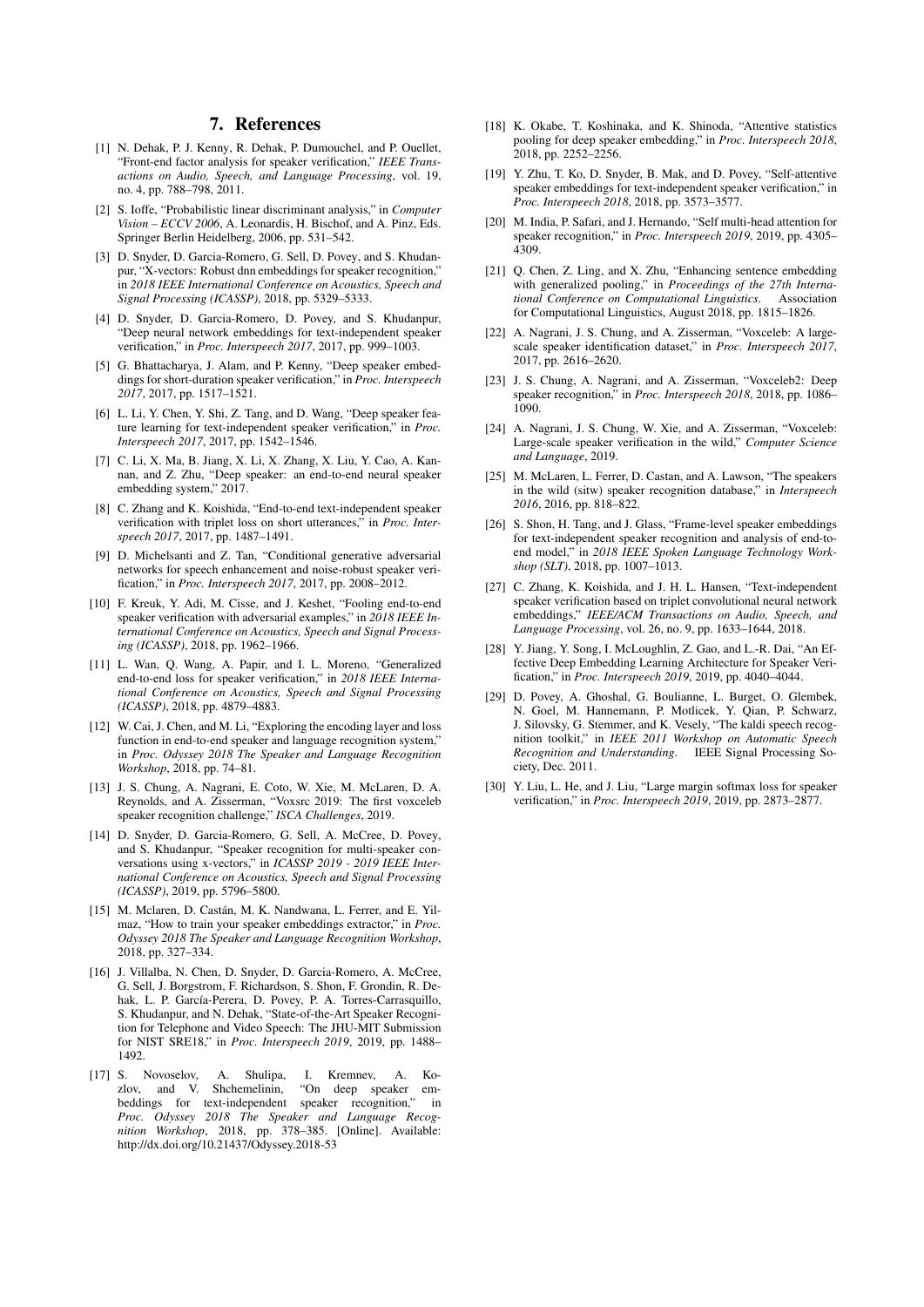## 7. References

[1] N. Dehak, P. J. Kenny, R. Dehak, P. Dumouchel, and P. Ouellet, "Front-end factor analysis for speaker verification," *IEEE Transactions on Audio, Speech, and Language Processing*, vol. 19, no. 4, pp. 788–798, 2011.

[2] S. Ioffe, "Probabilistic linear discriminant analysis," in *Computer Vision – ECCV 2006*, A. Leonardis, H. Bischof, and A. Pinz, Eds. Springer Berlin Heidelberg, 2006, pp. 531–542.

[3] D. Snyder, D. Garcia-Romero, G. Sell, D. Povey, and S. Khudanpur, "X-vectors: Robust dnn embeddings for speaker recognition," in *2018 IEEE International Conference on Acoustics, Speech and Signal Processing (ICASSP)*, 2018, pp. 5329–5333.

[4] D. Snyder, D. Garcia-Romero, D. Povey, and S. Khudanpur, "Deep neural network embeddings for text-independent speaker verification," in *Proc. Interspeech 2017*, 2017, pp. 999–1003.

[5] G. Bhattacharya, J. Alam, and P. Kenny, "Deep speaker embeddings for short-duration speaker verification," in *Proc. Interspeech 2017*, 2017, pp. 1517–1521.

[6] L. Li, Y. Chen, Y. Shi, Z. Tang, and D. Wang, "Deep speaker feature learning for text-independent speaker verification," in *Proc. Interspeech 2017*, 2017, pp. 1542–1546.

[7] C. Li, X. Ma, B. Jiang, X. Li, X. Zhang, X. Liu, Y. Cao, A. Kannan, and Z. Zhu, "Deep speaker: an end-to-end neural speaker embedding system," 2017.

[8] C. Zhang and K. Koishida, "End-to-end text-independent speaker verification with triplet loss on short utterances," in *Proc. Interspeech 2017*, 2017, pp. 1487–1491.

[9] D. Michelsanti and Z. Tan, "Conditional generative adversarial networks for speech enhancement and noise-robust speaker verification," in *Proc. Interspeech 2017*, 2017, pp. 2008–2012.

[10] F. Kreuk, Y. Adi, M. Cisse, and J. Keshet, "Fooling end-to-end speaker verification with adversarial examples," in *2018 IEEE International Conference on Acoustics, Speech and Signal Processing (ICASSP)*, 2018, pp. 1962–1966.

[11] L. Wan, Q. Wang, A. Papir, and I. L. Moreno, "Generalized end-to-end loss for speaker verification," in *2018 IEEE International Conference on Acoustics, Speech and Signal Processing (ICASSP)*, 2018, pp. 4879–4883.

[12] W. Cai, J. Chen, and M. Li, "Exploring the encoding layer and loss function in end-to-end speaker and language recognition system," in *Proc. Odyssey 2018 The Speaker and Language Recognition Workshop*, 2018, pp. 74–81.

[13] J. S. Chung, A. Nagrani, E. Coto, W. Xie, M. McLaren, D. A. Reynolds, and A. Zisserman, "Voxsrc 2019: The first voxceleb speaker recognition challenge," *ISCA Challenges*, 2019.

[14] D. Snyder, D. Garcia-Romero, G. Sell, A. McCree, D. Povey, and S. Khudanpur, "Speaker recognition for multi-speaker conversations using x-vectors," in *ICASSP 2019 - 2019 IEEE International Conference on Acoustics, Speech and Signal Processing (ICASSP)*, 2019, pp. 5796–5800.

[15] M. Mclaren, D. Castán, M. K. Nandwana, L. Ferrer, and E. Yilmaz, "How to train your speaker embeddings extractor," in *Proc. Odyssey 2018 The Speaker and Language Recognition Workshop*, 2018, pp. 327–334.

[16] J. Villalba, N. Chen, D. Snyder, D. Garcia-Romero, A. McCree, G. Sell, J. Borgstrom, F. Richardson, S. Shon, F. Grondin, R. Dehak, L. P. García-Perera, D. Povey, P. A. Torres-Carrasquillo, S. Khudanpur, and N. Dehak, "State-of-the-Art Speaker Recognition for Telephone and Video Speech: The JHU-MIT Submission for NIST SRE18," in *Proc. Interspeech 2019*, 2019, pp. 1488–1492.

[17] S. Novoselov, A. Shulipa, I. Kremnev, A. Kozlov, and V. Shchemelinin, "On deep speaker embeddings for text-independent speaker recognition," in *Proc. Odyssey 2018 The Speaker and Language Recognition Workshop*, 2018, pp. 378–385. [Online]. Available: http://dx.doi.org/10.21437/Odyssey.2018-53

[18] K. Okabe, T. Koshinaka, and K. Shinoda, "Attentive statistics pooling for deep speaker embedding," in *Proc. Interspeech 2018*, 2018, pp. 2252–2256.

[19] Y. Zhu, T. Ko, D. Snyder, B. Mak, and D. Povey, "Self-attentive speaker embeddings for text-independent speaker verification," in *Proc. Interspeech 2018*, 2018, pp. 3573–3577.

[20] M. India, P. Safari, and J. Hernando, "Self multi-head attention for speaker recognition," in *Proc. Interspeech 2019*, 2019, pp. 4305–4309.

[21] Q. Chen, Z. Ling, and X. Zhu, "Enhancing sentence embedding with generalized pooling," in *Proceedings of the 27th International Conference on Computational Linguistics*. Association for Computational Linguistics, August 2018, pp. 1815–1826.

[22] A. Nagrani, J. S. Chung, and A. Zisserman, "Voxceleb: A large-scale speaker identification dataset," in *Proc. Interspeech 2017*, 2017, pp. 2616–2620.

[23] J. S. Chung, A. Nagrani, and A. Zisserman, "Voxceleb2: Deep speaker recognition," in *Proc. Interspeech 2018*, 2018, pp. 1086–1090.

[24] A. Nagrani, J. S. Chung, W. Xie, and A. Zisserman, "Voxceleb: Large-scale speaker verification in the wild," *Computer Science and Language*, 2019.

[25] M. McLaren, L. Ferrer, D. Castan, and A. Lawson, "The speakers in the wild (sitw) speaker recognition database," in *Interspeech 2016*, 2016, pp. 818–822.

[26] S. Shon, H. Tang, and J. Glass, "Frame-level speaker embeddings for text-independent speaker recognition and analysis of end-to-end model," in *2018 IEEE Spoken Language Technology Workshop (SLT)*, 2018, pp. 1007–1013.

[27] C. Zhang, K. Koishida, and J. H. L. Hansen, "Text-independent speaker verification based on triplet convolutional neural network embeddings," *IEEE/ACM Transactions on Audio, Speech, and Language Processing*, vol. 26, no. 9, pp. 1633–1644, 2018.

[28] Y. Jiang, Y. Song, I. McLoughlin, Z. Gao, and L.-R. Dai, "An Effective Deep Embedding Learning Architecture for Speaker Verification," in *Proc. Interspeech 2019*, 2019, pp. 4040–4044.

[29] D. Povey, A. Ghoshal, G. Boulianne, L. Burget, O. Glembek, N. Goel, M. Hannemann, P. Motlicek, Y. Qian, P. Schwarz, J. Silovsky, G. Stemmer, and K. Vesely, "The kaldi speech recognition toolkit," in *IEEE 2011 Workshop on Automatic Speech Recognition and Understanding*. IEEE Signal Processing Society, Dec. 2011.

[30] Y. Liu, L. He, and J. Liu, "Large margin softmax loss for speaker verification," in *Proc. Interspeech 2019*, 2019, pp. 2873–2877.